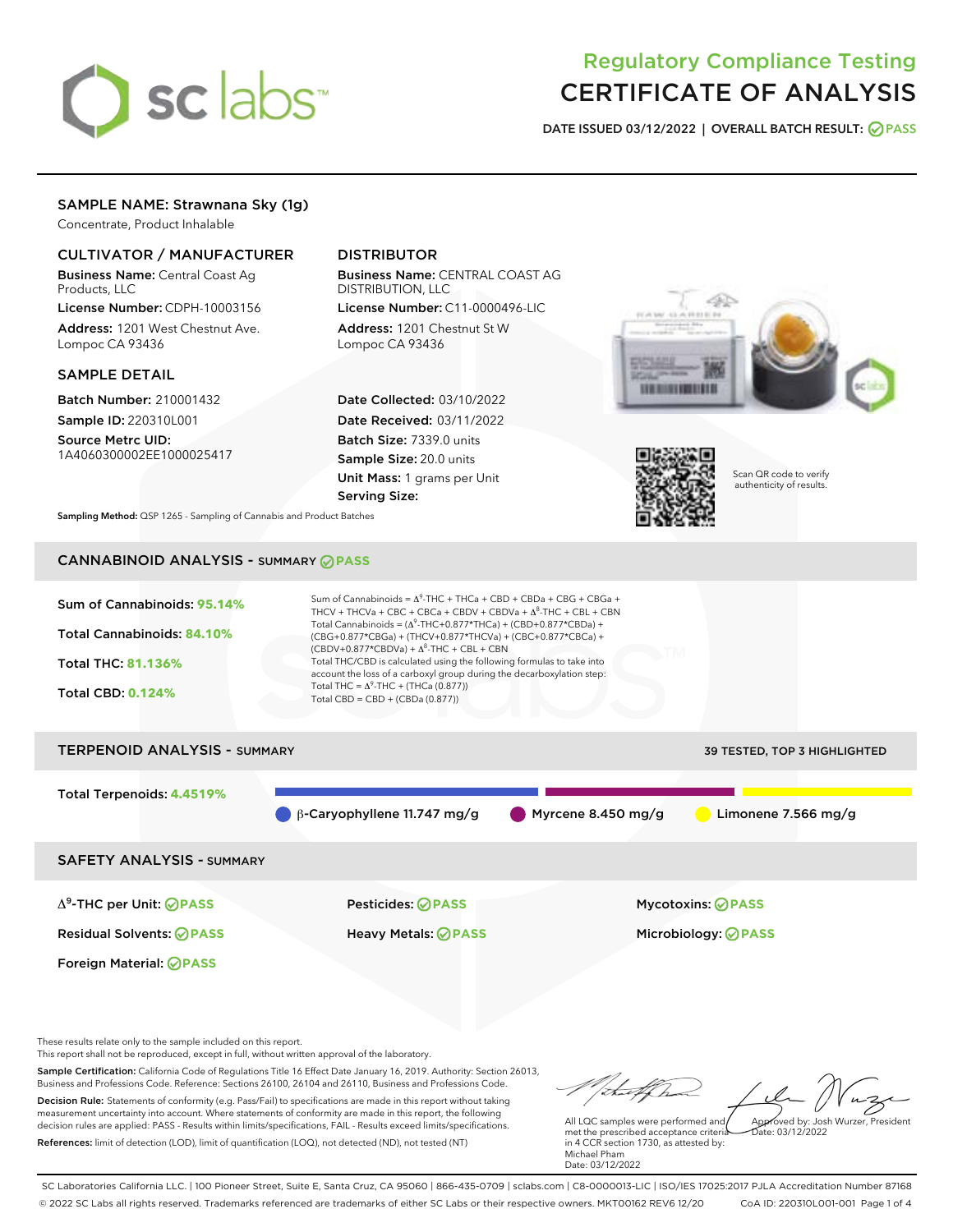# Regulatory Compliance Testing
# CERTIFICATE OF ANALYSIS

**DATE ISSUED 03/12/2022 | OVERALL BATCH RESULT: PASS**

## SAMPLE NAME: Strawnana Sky (1g)

Concentrate, Product Inhalable

### CULTIVATOR / MANUFACTURER

**Business Name:** Central Coast Ag Products, LLC

**License Number:** CDPH-10003156

**Address:** 1201 West Chestnut Ave. Lompoc CA 93436

### DISTRIBUTOR

**Business Name:** CENTRAL COAST AG DISTRIBUTION, LLC

**License Number:** C11-0000496-LIC

**Address:** 1201 Chestnut St W Lompoc CA 93436

### SAMPLE DETAIL

**Batch Number:** 210001432

**Sample ID:** 220310L001

**Source Metrc UID:** 1A4060300002EE1000025417

**Date Collected:** 03/10/2022

**Date Received:** 03/11/2022

**Batch Size:** 7339.0 units

**Sample Size:** 20.0 units

**Unit Mass:** 1 grams per Unit

**Serving Size:**

Scan QR code to verify authenticity of results.

**Sampling Method:** QSP 1265 - Sampling of Cannabis and Product Batches

## CANNABINOID ANALYSIS - SUMMARY PASS

**Sum of Cannabinoids: 95.14%**

**Total Cannabinoids: 84.10%**

**Total THC: 81.136%**

**Total CBD: 0.124%**

Sum of Cannabinoids = $\Delta^9$-THC + THCa + CBD + CBDa + CBG + CBGa + THCV + THCVa + CBC + CBCa + CBDV + CBDVa + $\Delta^8$-THC + CBL + CBN

Total Cannabinoids = ($\Delta^9$-THC+0.877*THCa) + (CBD+0.877*CBDa) + (CBG+0.877*CBGa) + (THCV+0.877*THCVa) + (CBC+0.877*CBCa) + (CBDV+0.877*CBDVa) + $\Delta^8$-THC + CBL + CBN

Total THC/CBD is calculated using the following formulas to take into account the loss of a carboxyl group during the decarboxylation step:

Total THC = $\Delta^9$-THC + (THCa (0.877))

Total CBD = CBD + (CBDa (0.877))

## TERPENOID ANALYSIS - SUMMARY

39 TESTED, TOP 3 HIGHLIGHTED

**Total Terpenoids: 4.4519%**

β-Caryophyllene 11.747 mg/g | Myrcene 8.450 mg/g | Limonene 7.566 mg/g

## SAFETY ANALYSIS - SUMMARY

| | | |
|---|---|---|
| $\Delta^9$-THC per Unit: PASS | Pesticides: PASS | Mycotoxins: PASS |
| Residual Solvents: PASS | Heavy Metals: PASS | Microbiology: PASS |
| Foreign Material: PASS | | |

These results relate only to the sample included on this report.
This report shall not be reproduced, except in full, without written approval of the laboratory.

**Sample Certification:** California Code of Regulations Title 16 Effect Date January 16, 2019. Authority: Section 26013, Business and Professions Code. Reference: Sections 26100, 26104 and 26110, Business and Professions Code.

**Decision Rule:** Statements of conformity (e.g. Pass/Fail) to specifications are made in this report without taking measurement uncertainty into account. Where statements of conformity are made in this report, the following decision rules are applied: PASS - Results within limits/specifications, FAIL - Results exceed limits/specifications.

**References:** limit of detection (LOD), limit of quantification (LOQ), not detected (ND), not tested (NT)

All LQC samples were performed and met the prescribed acceptance criteria in 4 CCR section 1730, as attested by: Michael Pham
Date: 03/12/2022

Approved by: Josh Wurzer, President
Date: 03/12/2022

SC Laboratories California LLC. | 100 Pioneer Street, Suite E, Santa Cruz, CA 95060 | 866-435-0709 | sclabs.com | C8-0000013-LIC | ISO/IES 17025:2017 PJLA Accreditation Number 87168
© 2022 SC Labs all rights reserved. Trademarks referenced are trademarks of either SC Labs or their respective owners. MKT00162 REV6 12/20 CoA ID: 220310L001-001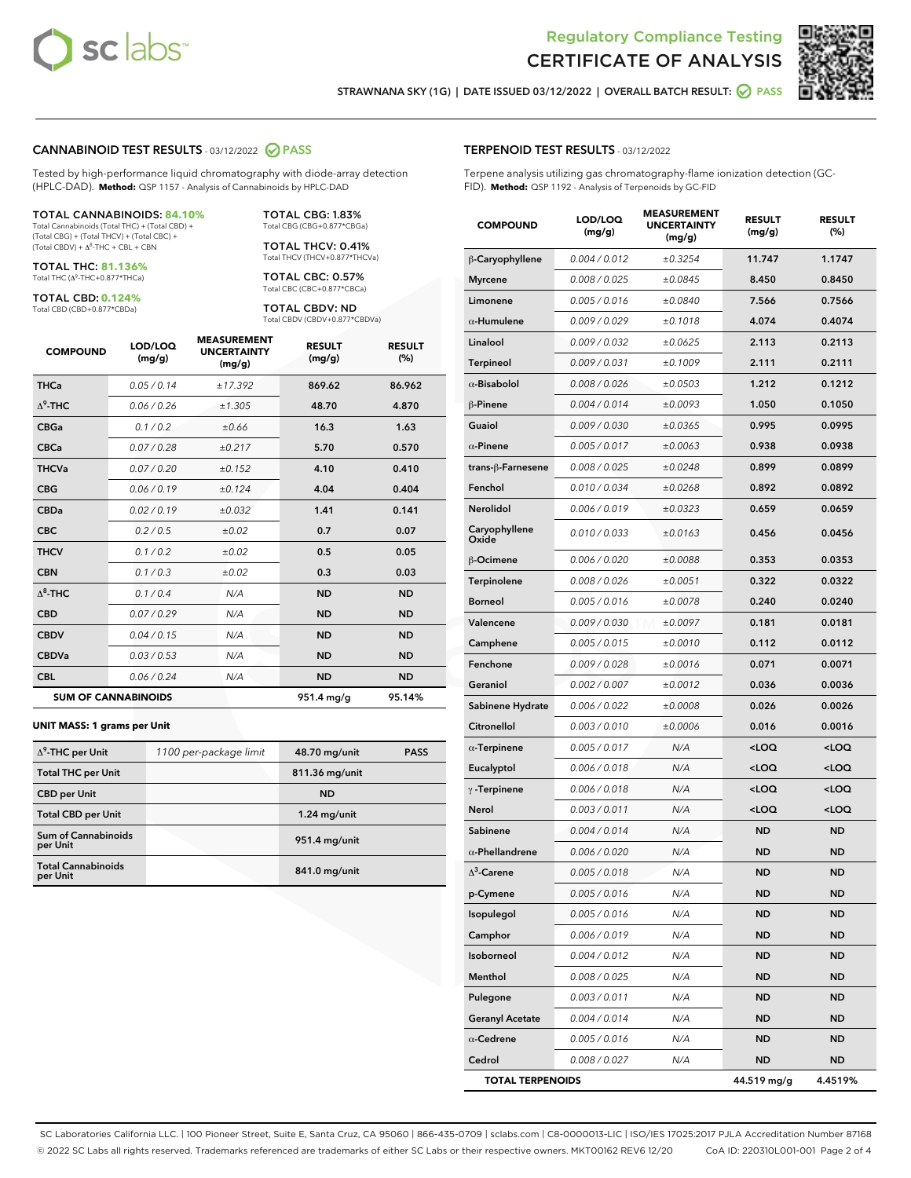# Regulatory Compliance Testing
# CERTIFICATE OF ANALYSIS

STRAWNANA SKY (1G) | DATE ISSUED 03/12/2022 | OVERALL BATCH RESULT: PASS

## CANNABINOID TEST RESULTS - 03/12/2022 PASS

Tested by high-performance liquid chromatography with diode-array detection (HPLC-DAD). **Method:** QSP 1157 - Analysis of Cannabinoids by HPLC-DAD

**TOTAL CANNABINOIDS: 84.10%**
Total Cannabinoids (Total THC) + (Total CBD) + (Total CBG) + (Total THCV) + (Total CBC) + (Total CBDV) + $\Delta^8$-THC + CBL + CBN

**TOTAL THC: 81.136%**
Total THC ($\Delta^9$-THC+0.877*THCa)

**TOTAL CBD: 0.124%**
Total CBD (CBD+0.877*CBDa)

**TOTAL CBG: 1.83%**
Total CBG (CBG+0.877*CBGa)

**TOTAL THCV: 0.41%**
Total THCV (THCV+0.877*THCVa)

**TOTAL CBC: 0.57%**
Total CBC (CBC+0.877*CBCa)

**TOTAL CBDV: ND**
Total CBDV (CBDV+0.877*CBDVa)

| COMPOUND | LOD/LOQ (mg/g) | MEASUREMENT UNCERTAINTY (mg/g) | RESULT (mg/g) | RESULT (%) |
|---|---|---|---|---|
| THCa | 0.05 / 0.14 | ±17.392 | 869.62 | 86.962 |
| $\Delta^9$-THC | 0.06 / 0.26 | ±1.305 | 48.70 | 4.870 |
| CBGa | 0.1 / 0.2 | ±0.66 | 16.3 | 1.63 |
| CBCa | 0.07 / 0.28 | ±0.217 | 5.70 | 0.570 |
| THCVa | 0.07 / 0.20 | ±0.152 | 4.10 | 0.410 |
| CBG | 0.06 / 0.19 | ±0.124 | 4.04 | 0.404 |
| CBDa | 0.02 / 0.19 | ±0.032 | 1.41 | 0.141 |
| CBC | 0.2 / 0.5 | ±0.02 | 0.7 | 0.07 |
| THCV | 0.1 / 0.2 | ±0.02 | 0.5 | 0.05 |
| CBN | 0.1 / 0.3 | ±0.02 | 0.3 | 0.03 |
| $\Delta^8$-THC | 0.1 / 0.4 | N/A | ND | ND |
| CBD | 0.07 / 0.29 | N/A | ND | ND |
| CBDV | 0.04 / 0.15 | N/A | ND | ND |
| CBDVa | 0.03 / 0.53 | N/A | ND | ND |
| CBL | 0.06 / 0.24 | N/A | ND | ND |
| **SUM OF CANNABINOIDS** | | | **951.4 mg/g** | **95.14%** |

### UNIT MASS: 1 grams per Unit

| | | | |
|---|---|---|---|
| $\Delta^9$-THC per Unit | 1100 per-package limit | 48.70 mg/unit | PASS |
| Total THC per Unit | | 811.36 mg/unit | |
| CBD per Unit | | ND | |
| Total CBD per Unit | | 1.24 mg/unit | |
| Sum of Cannabinoids per Unit | | 951.4 mg/unit | |
| Total Cannabinoids per Unit | | 841.0 mg/unit | |

## TERPENOID TEST RESULTS - 03/12/2022

Terpene analysis utilizing gas chromatography-flame ionization detection (GC-FID). **Method:** QSP 1192 - Analysis of Terpenoids by GC-FID

| COMPOUND | LOD/LOQ (mg/g) | MEASUREMENT UNCERTAINTY (mg/g) | RESULT (mg/g) | RESULT (%) |
|---|---|---|---|---|
| β-Caryophyllene | 0.004 / 0.012 | ±0.3254 | 11.747 | 1.1747 |
| Myrcene | 0.008 / 0.025 | ±0.0845 | 8.450 | 0.8450 |
| Limonene | 0.005 / 0.016 | ±0.0840 | 7.566 | 0.7566 |
| α-Humulene | 0.009 / 0.029 | ±0.1018 | 4.074 | 0.4074 |
| Linalool | 0.009 / 0.032 | ±0.0625 | 2.113 | 0.2113 |
| Terpineol | 0.009 / 0.031 | ±0.1009 | 2.111 | 0.2111 |
| α-Bisabolol | 0.008 / 0.026 | ±0.0503 | 1.212 | 0.1212 |
| β-Pinene | 0.004 / 0.014 | ±0.0093 | 1.050 | 0.1050 |
| Guaiol | 0.009 / 0.030 | ±0.0365 | 0.995 | 0.0995 |
| α-Pinene | 0.005 / 0.017 | ±0.0063 | 0.938 | 0.0938 |
| trans-β-Farnesene | 0.008 / 0.025 | ±0.0248 | 0.899 | 0.0899 |
| Fenchol | 0.010 / 0.034 | ±0.0268 | 0.892 | 0.0892 |
| Nerolidol | 0.006 / 0.019 | ±0.0323 | 0.659 | 0.0659 |
| Caryophyllene Oxide | 0.010 / 0.033 | ±0.0163 | 0.456 | 0.0456 |
| β-Ocimene | 0.006 / 0.020 | ±0.0088 | 0.353 | 0.0353 |
| Terpinolene | 0.008 / 0.026 | ±0.0051 | 0.322 | 0.0322 |
| Borneol | 0.005 / 0.016 | ±0.0078 | 0.240 | 0.0240 |
| Valencene | 0.009 / 0.030 | ±0.0097 | 0.181 | 0.0181 |
| Camphene | 0.005 / 0.015 | ±0.0010 | 0.112 | 0.0112 |
| Fenchone | 0.009 / 0.028 | ±0.0016 | 0.071 | 0.0071 |
| Geraniol | 0.002 / 0.007 | ±0.0012 | 0.036 | 0.0036 |
| Sabinene Hydrate | 0.006 / 0.022 | ±0.0008 | 0.026 | 0.0026 |
| Citronellol | 0.003 / 0.010 | ±0.0006 | 0.016 | 0.0016 |
| α-Terpinene | 0.005 / 0.017 | N/A | <LOQ | <LOQ |
| Eucalyptol | 0.006 / 0.018 | N/A | <LOQ | <LOQ |
| γ-Terpinene | 0.006 / 0.018 | N/A | <LOQ | <LOQ |
| Nerol | 0.003 / 0.011 | N/A | <LOQ | <LOQ |
| Sabinene | 0.004 / 0.014 | N/A | ND | ND |
| α-Phellandrene | 0.006 / 0.020 | N/A | ND | ND |
| $\Delta^3$-Carene | 0.005 / 0.018 | N/A | ND | ND |
| p-Cymene | 0.005 / 0.016 | N/A | ND | ND |
| Isopulegol | 0.005 / 0.016 | N/A | ND | ND |
| Camphor | 0.006 / 0.019 | N/A | ND | ND |
| Isoborneol | 0.004 / 0.012 | N/A | ND | ND |
| Menthol | 0.008 / 0.025 | N/A | ND | ND |
| Pulegone | 0.003 / 0.011 | N/A | ND | ND |
| Geranyl Acetate | 0.004 / 0.014 | N/A | ND | ND |
| α-Cedrene | 0.005 / 0.016 | N/A | ND | ND |
| Cedrol | 0.008 / 0.027 | N/A | ND | ND |
| **TOTAL TERPENOIDS** | | | **44.519 mg/g** | **4.4519%** |

SC Laboratories California LLC. | 100 Pioneer Street, Suite E, Santa Cruz, CA 95060 | 866-435-0709 | sclabs.com | C8-0000013-LIC | ISO/IES 17025:2017 PJLA Accreditation Number 87168
© 2022 SC Labs all rights reserved. Trademarks referenced are trademarks of either SC Labs or their respective owners. MKT00162 REV6 12/20 CoA ID: 220310L001-001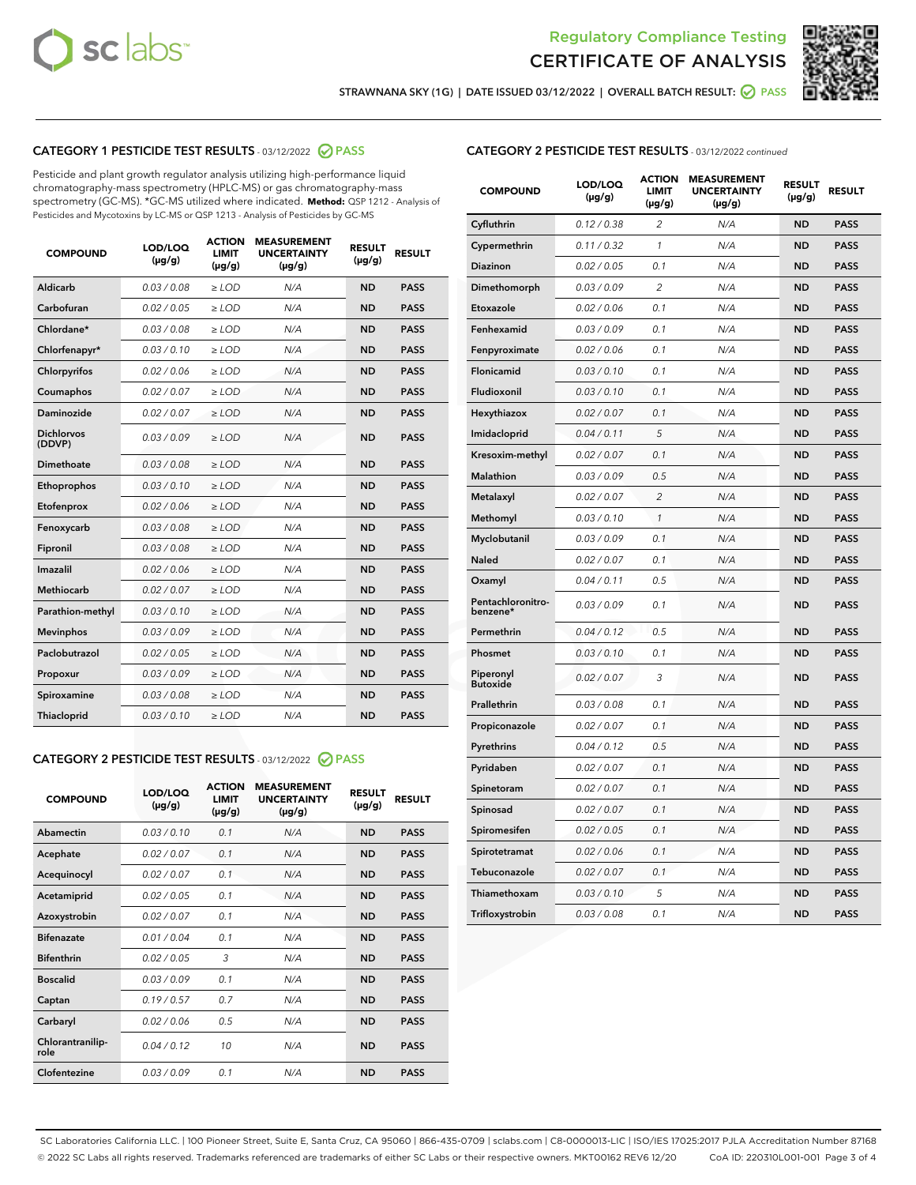Regulatory Compliance Testing

# CERTIFICATE OF ANALYSIS

STRAWNANA SKY (1G) | DATE ISSUED 03/12/2022 | OVERALL BATCH RESULT: PASS

## CATEGORY 1 PESTICIDE TEST RESULTS - 03/12/2022 PASS

Pesticide and plant growth regulator analysis utilizing high-performance liquid chromatography-mass spectrometry (HPLC-MS) or gas chromatography-mass spectrometry (GC-MS). *GC-MS utilized where indicated. **Method:** QSP 1212 - Analysis of Pesticides and Mycotoxins by LC-MS or QSP 1213 - Analysis of Pesticides by GC-MS

| COMPOUND | LOD/LOQ (µg/g) | ACTION LIMIT (µg/g) | MEASUREMENT UNCERTAINTY (µg/g) | RESULT (µg/g) | RESULT |
|---|---|---|---|---|---|
| Aldicarb | 0.03 / 0.08 | ≥ LOD | N/A | ND | PASS |
| Carbofuran | 0.02 / 0.05 | ≥ LOD | N/A | ND | PASS |
| Chlordane* | 0.03 / 0.08 | ≥ LOD | N/A | ND | PASS |
| Chlorfenapyr* | 0.03 / 0.10 | ≥ LOD | N/A | ND | PASS |
| Chlorpyrifos | 0.02 / 0.06 | ≥ LOD | N/A | ND | PASS |
| Coumaphos | 0.02 / 0.07 | ≥ LOD | N/A | ND | PASS |
| Daminozide | 0.02 / 0.07 | ≥ LOD | N/A | ND | PASS |
| Dichlorvos (DDVP) | 0.03 / 0.09 | ≥ LOD | N/A | ND | PASS |
| Dimethoate | 0.03 / 0.08 | ≥ LOD | N/A | ND | PASS |
| Ethoprophos | 0.03 / 0.10 | ≥ LOD | N/A | ND | PASS |
| Etofenprox | 0.02 / 0.06 | ≥ LOD | N/A | ND | PASS |
| Fenoxycarb | 0.03 / 0.08 | ≥ LOD | N/A | ND | PASS |
| Fipronil | 0.03 / 0.08 | ≥ LOD | N/A | ND | PASS |
| Imazalil | 0.02 / 0.06 | ≥ LOD | N/A | ND | PASS |
| Methiocarb | 0.02 / 0.07 | ≥ LOD | N/A | ND | PASS |
| Parathion-methyl | 0.03 / 0.10 | ≥ LOD | N/A | ND | PASS |
| Mevinphos | 0.03 / 0.09 | ≥ LOD | N/A | ND | PASS |
| Paclobutrazol | 0.02 / 0.05 | ≥ LOD | N/A | ND | PASS |
| Propoxur | 0.03 / 0.09 | ≥ LOD | N/A | ND | PASS |
| Spiroxamine | 0.03 / 0.08 | ≥ LOD | N/A | ND | PASS |
| Thiacloprid | 0.03 / 0.10 | ≥ LOD | N/A | ND | PASS |

## CATEGORY 2 PESTICIDE TEST RESULTS - 03/12/2022 PASS

| COMPOUND | LOD/LOQ (µg/g) | ACTION LIMIT (µg/g) | MEASUREMENT UNCERTAINTY (µg/g) | RESULT (µg/g) | RESULT |
|---|---|---|---|---|---|
| Abamectin | 0.03 / 0.10 | 0.1 | N/A | ND | PASS |
| Acephate | 0.02 / 0.07 | 0.1 | N/A | ND | PASS |
| Acequinocyl | 0.02 / 0.07 | 0.1 | N/A | ND | PASS |
| Acetamiprid | 0.02 / 0.05 | 0.1 | N/A | ND | PASS |
| Azoxystrobin | 0.02 / 0.07 | 0.1 | N/A | ND | PASS |
| Bifenazate | 0.01 / 0.04 | 0.1 | N/A | ND | PASS |
| Bifenthrin | 0.02 / 0.05 | 3 | N/A | ND | PASS |
| Boscalid | 0.03 / 0.09 | 0.1 | N/A | ND | PASS |
| Captan | 0.19 / 0.57 | 0.7 | N/A | ND | PASS |
| Carbaryl | 0.02 / 0.06 | 0.5 | N/A | ND | PASS |
| Chlorantraniliprole | 0.04 / 0.12 | 10 | N/A | ND | PASS |
| Clofentezine | 0.03 / 0.09 | 0.1 | N/A | ND | PASS |
| Cyfluthrin | 0.12 / 0.38 | 2 | N/A | ND | PASS |
| Cypermethrin | 0.11 / 0.32 | 1 | N/A | ND | PASS |
| Diazinon | 0.02 / 0.05 | 0.1 | N/A | ND | PASS |
| Dimethomorph | 0.03 / 0.09 | 2 | N/A | ND | PASS |
| Etoxazole | 0.02 / 0.06 | 0.1 | N/A | ND | PASS |
| Fenhexamid | 0.03 / 0.09 | 0.1 | N/A | ND | PASS |
| Fenpyroximate | 0.02 / 0.06 | 0.1 | N/A | ND | PASS |
| Flonicamid | 0.03 / 0.10 | 0.1 | N/A | ND | PASS |
| Fludioxonil | 0.03 / 0.10 | 0.1 | N/A | ND | PASS |
| Hexythiazox | 0.02 / 0.07 | 0.1 | N/A | ND | PASS |
| Imidacloprid | 0.04 / 0.11 | 5 | N/A | ND | PASS |
| Kresoxim-methyl | 0.02 / 0.07 | 0.1 | N/A | ND | PASS |
| Malathion | 0.03 / 0.09 | 0.5 | N/A | ND | PASS |
| Metalaxyl | 0.02 / 0.07 | 2 | N/A | ND | PASS |
| Methomyl | 0.03 / 0.10 | 1 | N/A | ND | PASS |
| Myclobutanil | 0.03 / 0.09 | 0.1 | N/A | ND | PASS |
| Naled | 0.02 / 0.07 | 0.1 | N/A | ND | PASS |
| Oxamyl | 0.04 / 0.11 | 0.5 | N/A | ND | PASS |
| Pentachloronitrobenzene* | 0.03 / 0.09 | 0.1 | N/A | ND | PASS |
| Permethrin | 0.04 / 0.12 | 0.5 | N/A | ND | PASS |
| Phosmet | 0.03 / 0.10 | 0.1 | N/A | ND | PASS |
| Piperonyl Butoxide | 0.02 / 0.07 | 3 | N/A | ND | PASS |
| Prallethrin | 0.03 / 0.08 | 0.1 | N/A | ND | PASS |
| Propiconazole | 0.02 / 0.07 | 0.1 | N/A | ND | PASS |
| Pyrethrins | 0.04 / 0.12 | 0.5 | N/A | ND | PASS |
| Pyridaben | 0.02 / 0.07 | 0.1 | N/A | ND | PASS |
| Spinetoram | 0.02 / 0.07 | 0.1 | N/A | ND | PASS |
| Spinosad | 0.02 / 0.07 | 0.1 | N/A | ND | PASS |
| Spiromesifen | 0.02 / 0.05 | 0.1 | N/A | ND | PASS |
| Spirotetramat | 0.02 / 0.06 | 0.1 | N/A | ND | PASS |
| Tebuconazole | 0.02 / 0.07 | 0.1 | N/A | ND | PASS |
| Thiamethoxam | 0.03 / 0.10 | 5 | N/A | ND | PASS |
| Trifloxystrobin | 0.03 / 0.08 | 0.1 | N/A | ND | PASS |

SC Laboratories California LLC. | 100 Pioneer Street, Suite E, Santa Cruz, CA 95060 | 866-435-0709 | sclabs.com | C8-0000013-LIC | ISO/IES 17025:2017 PJLA Accreditation Number 87168
© 2022 SC Labs all rights reserved. Trademarks referenced are trademarks of either SC Labs or their respective owners. MKT00162 REV6 12/20 CoA ID: 220310L001-001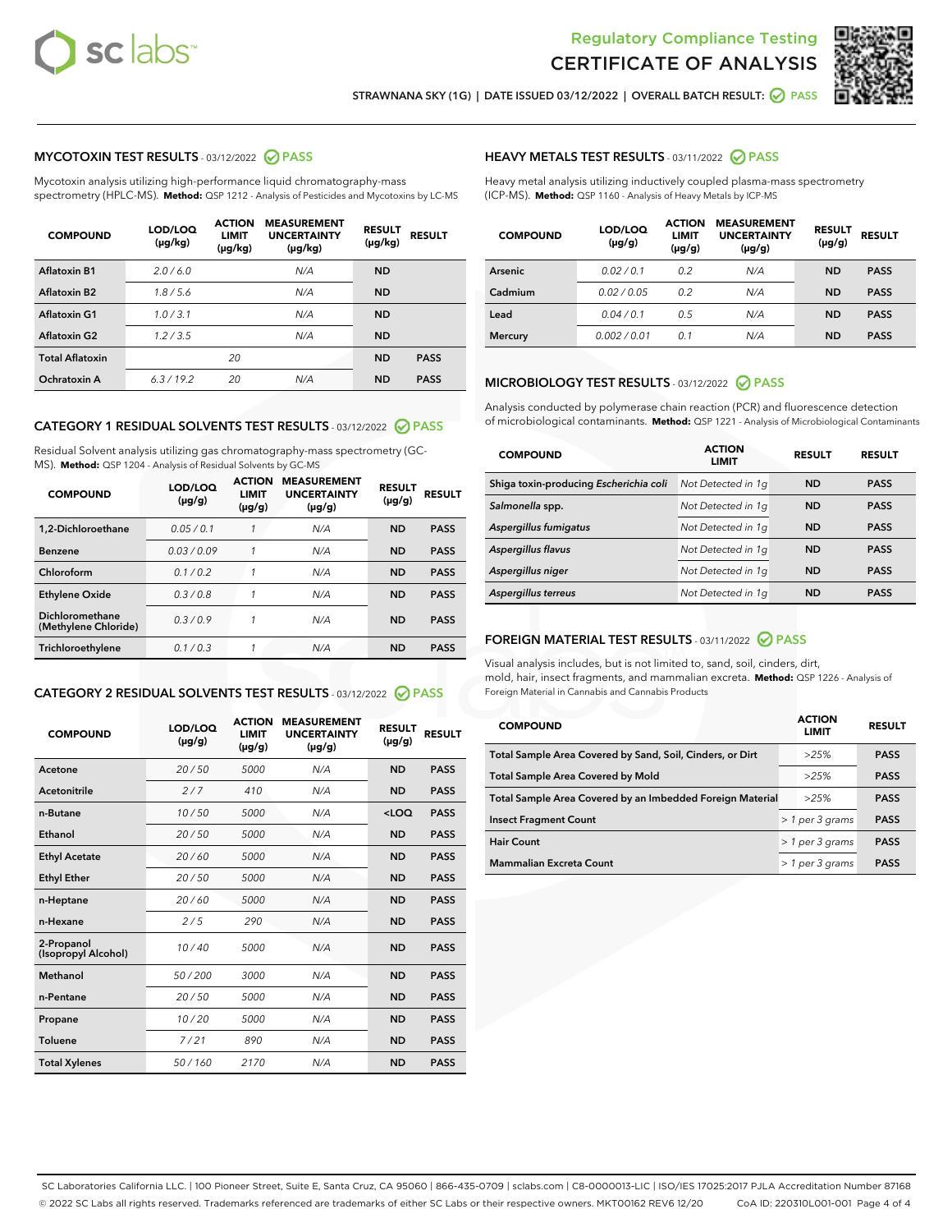Regulatory Compliance Testing

# CERTIFICATE OF ANALYSIS

STRAWNANA SKY (1G) | DATE ISSUED 03/12/2022 | OVERALL BATCH RESULT: PASS

## MYCOTOXIN TEST RESULTS - 03/12/2022 PASS

Mycotoxin analysis utilizing high-performance liquid chromatography-mass spectrometry (HPLC-MS). **Method:** QSP 1212 - Analysis of Pesticides and Mycotoxins by LC-MS

| COMPOUND | LOD/LOQ (µg/kg) | ACTION LIMIT (µg/kg) | MEASUREMENT UNCERTAINTY (µg/kg) | RESULT (µg/kg) | RESULT |
|---|---|---|---|---|---|
| Aflatoxin B1 | 2.0 / 6.0 | | N/A | ND | |
| Aflatoxin B2 | 1.8 / 5.6 | | N/A | ND | |
| Aflatoxin G1 | 1.0 / 3.1 | | N/A | ND | |
| Aflatoxin G2 | 1.2 / 3.5 | | N/A | ND | |
| Total Aflatoxin | | 20 | | ND | PASS |
| Ochratoxin A | 6.3 / 19.2 | 20 | N/A | ND | PASS |

## CATEGORY 1 RESIDUAL SOLVENTS TEST RESULTS - 03/12/2022 PASS

Residual Solvent analysis utilizing gas chromatography-mass spectrometry (GC-MS). **Method:** QSP 1204 - Analysis of Residual Solvents by GC-MS

| COMPOUND | LOD/LOQ (µg/g) | ACTION LIMIT (µg/g) | MEASUREMENT UNCERTAINTY (µg/g) | RESULT (µg/g) | RESULT |
|---|---|---|---|---|---|
| 1,2-Dichloroethane | 0.05 / 0.1 | 1 | N/A | ND | PASS |
| Benzene | 0.03 / 0.09 | 1 | N/A | ND | PASS |
| Chloroform | 0.1 / 0.2 | 1 | N/A | ND | PASS |
| Ethylene Oxide | 0.3 / 0.8 | 1 | N/A | ND | PASS |
| Dichloromethane (Methylene Chloride) | 0.3 / 0.9 | 1 | N/A | ND | PASS |
| Trichloroethylene | 0.1 / 0.3 | 1 | N/A | ND | PASS |

## CATEGORY 2 RESIDUAL SOLVENTS TEST RESULTS - 03/12/2022 PASS

| COMPOUND | LOD/LOQ (µg/g) | ACTION LIMIT (µg/g) | MEASUREMENT UNCERTAINTY (µg/g) | RESULT (µg/g) | RESULT |
|---|---|---|---|---|---|
| Acetone | 20 / 50 | 5000 | N/A | ND | PASS |
| Acetonitrile | 2 / 7 | 410 | N/A | ND | PASS |
| n-Butane | 10 / 50 | 5000 | N/A | <LOQ | PASS |
| Ethanol | 20 / 50 | 5000 | N/A | ND | PASS |
| Ethyl Acetate | 20 / 60 | 5000 | N/A | ND | PASS |
| Ethyl Ether | 20 / 50 | 5000 | N/A | ND | PASS |
| n-Heptane | 20 / 60 | 5000 | N/A | ND | PASS |
| n-Hexane | 2 / 5 | 290 | N/A | ND | PASS |
| 2-Propanol (Isopropyl Alcohol) | 10 / 40 | 5000 | N/A | ND | PASS |
| Methanol | 50 / 200 | 3000 | N/A | ND | PASS |
| n-Pentane | 20 / 50 | 5000 | N/A | ND | PASS |
| Propane | 10 / 20 | 5000 | N/A | ND | PASS |
| Toluene | 7 / 21 | 890 | N/A | ND | PASS |
| Total Xylenes | 50 / 160 | 2170 | N/A | ND | PASS |

## HEAVY METALS TEST RESULTS - 03/11/2022 PASS

Heavy metal analysis utilizing inductively coupled plasma-mass spectrometry (ICP-MS). **Method:** QSP 1160 - Analysis of Heavy Metals by ICP-MS

| COMPOUND | LOD/LOQ (µg/g) | ACTION LIMIT (µg/g) | MEASUREMENT UNCERTAINTY (µg/g) | RESULT (µg/g) | RESULT |
|---|---|---|---|---|---|
| Arsenic | 0.02 / 0.1 | 0.2 | N/A | ND | PASS |
| Cadmium | 0.02 / 0.05 | 0.2 | N/A | ND | PASS |
| Lead | 0.04 / 0.1 | 0.5 | N/A | ND | PASS |
| Mercury | 0.002 / 0.01 | 0.1 | N/A | ND | PASS |

## MICROBIOLOGY TEST RESULTS - 03/12/2022 PASS

Analysis conducted by polymerase chain reaction (PCR) and fluorescence detection of microbiological contaminants. **Method:** QSP 1221 - Analysis of Microbiological Contaminants

| COMPOUND | ACTION LIMIT | RESULT | RESULT |
|---|---|---|---|
| Shiga toxin-producing *Escherichia coli* | Not Detected in 1g | ND | PASS |
| *Salmonella* spp. | Not Detected in 1g | ND | PASS |
| *Aspergillus fumigatus* | Not Detected in 1g | ND | PASS |
| *Aspergillus flavus* | Not Detected in 1g | ND | PASS |
| *Aspergillus niger* | Not Detected in 1g | ND | PASS |
| *Aspergillus terreus* | Not Detected in 1g | ND | PASS |

## FOREIGN MATERIAL TEST RESULTS - 03/11/2022 PASS

Visual analysis includes, but is not limited to, sand, soil, cinders, dirt, mold, hair, insect fragments, and mammalian excreta. **Method:** QSP 1226 - Analysis of Foreign Material in Cannabis and Cannabis Products

| COMPOUND | ACTION LIMIT | RESULT |
|---|---|---|
| Total Sample Area Covered by Sand, Soil, Cinders, or Dirt | >25% | PASS |
| Total Sample Area Covered by Mold | >25% | PASS |
| Total Sample Area Covered by an Imbedded Foreign Material | >25% | PASS |
| Insect Fragment Count | > 1 per 3 grams | PASS |
| Hair Count | > 1 per 3 grams | PASS |
| Mammalian Excreta Count | > 1 per 3 grams | PASS |

SC Laboratories California LLC. | 100 Pioneer Street, Suite E, Santa Cruz, CA 95060 | 866-435-0709 | sclabs.com | C8-0000013-LIC | ISO/IES 17025:2017 PJLA Accreditation Number 87168
© 2022 SC Labs all rights reserved. Trademarks referenced are trademarks of either SC Labs or their respective owners. MKT00162 REV6 12/20 CoA ID: 220310L001-001